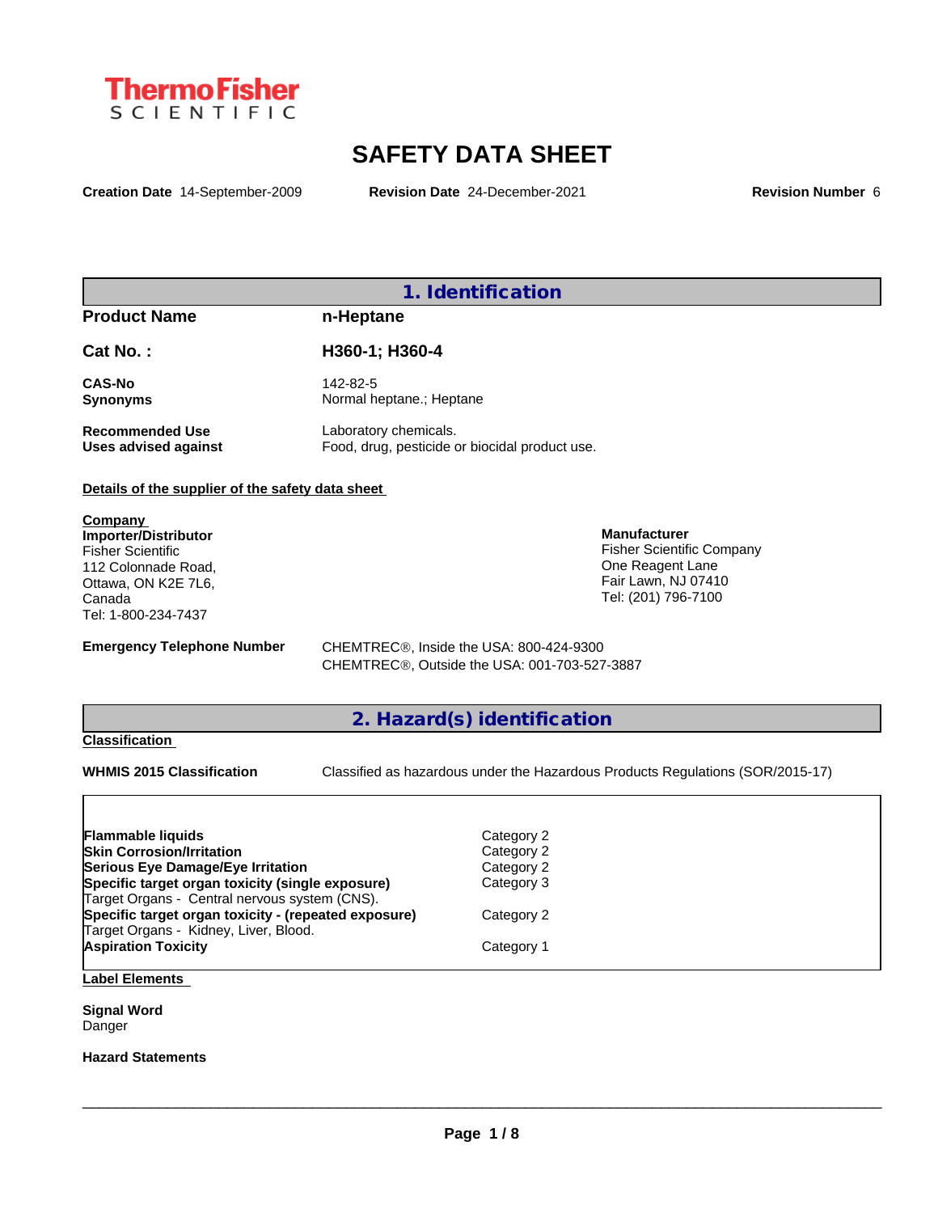ThermoFisher SCIENTIFIC

# SAFETY DATA SHEET

**Creation Date** 14-September-2009 **Revision Date** 24-December-2021 **Revision Number** 6

## 1. Identification

| | |
|---|---|
| **Product Name** | **n-Heptane** |
| **Cat No. :** | **H360-1; H360-4** |
| **CAS-No** | 142-82-5 |
| **Synonyms** | Normal heptane.; Heptane |
| **Recommended Use** | Laboratory chemicals. |
| **Uses advised against** | Food, drug, pesticide or biocidal product use. |

**Details of the supplier of the safety data sheet**

**Company**
**Importer/Distributor**
Fisher Scientific
112 Colonnade Road,
Ottawa, ON K2E 7L6,
Canada
Tel: 1-800-234-7437

**Manufacturer**
Fisher Scientific Company
One Reagent Lane
Fair Lawn, NJ 07410
Tel: (201) 796-7100

**Emergency Telephone Number**
CHEMTREC®, Inside the USA: 800-424-9300
CHEMTREC®, Outside the USA: 001-703-527-3887

## 2. Hazard(s) identification

**Classification**

**WHMIS 2015 Classification** Classified as hazardous under the Hazardous Products Regulations (SOR/2015-17)

| | |
|---|---|
| **Flammable liquids** | Category 2 |
| **Skin Corrosion/Irritation** | Category 2 |
| **Serious Eye Damage/Eye Irritation** | Category 2 |
| **Specific target organ toxicity (single exposure)** | Category 3 |
| Target Organs - Central nervous system (CNS). | |
| **Specific target organ toxicity - (repeated exposure)** | Category 2 |
| Target Organs - Kidney, Liver, Blood. | |
| **Aspiration Toxicity** | Category 1 |

**Label Elements**

**Signal Word**
Danger

**Hazard Statements**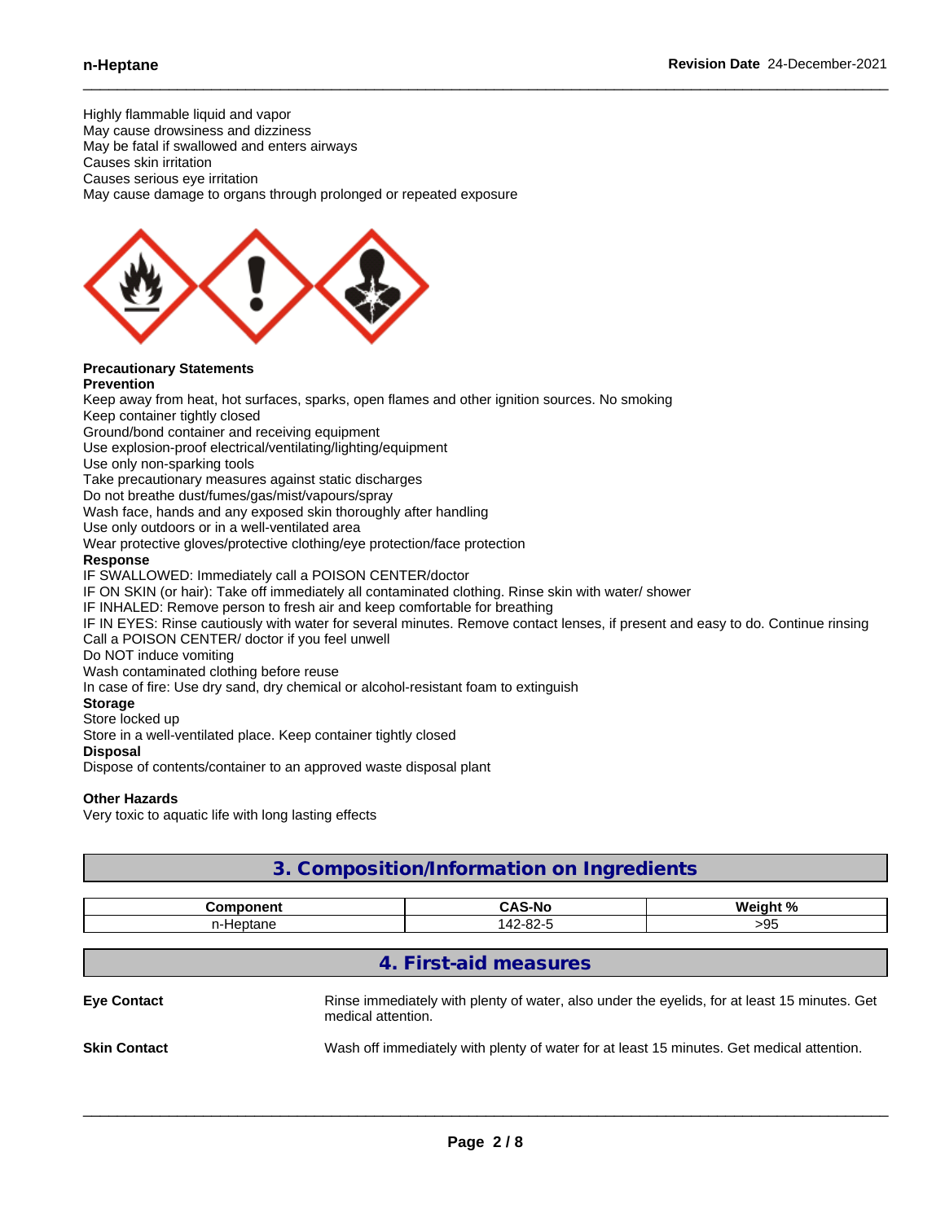Highly flammable liquid and vapor
May cause drowsiness and dizziness
May be fatal if swallowed and enters airways
Causes skin irritation
Causes serious eye irritation
May cause damage to organs through prolonged or repeated exposure

**Precautionary Statements**
**Prevention**
Keep away from heat, hot surfaces, sparks, open flames and other ignition sources. No smoking
Keep container tightly closed
Ground/bond container and receiving equipment
Use explosion-proof electrical/ventilating/lighting/equipment
Use only non-sparking tools
Take precautionary measures against static discharges
Do not breathe dust/fumes/gas/mist/vapours/spray
Wash face, hands and any exposed skin thoroughly after handling
Use only outdoors or in a well-ventilated area
Wear protective gloves/protective clothing/eye protection/face protection
**Response**
IF SWALLOWED: Immediately call a POISON CENTER/doctor
IF ON SKIN (or hair): Take off immediately all contaminated clothing. Rinse skin with water/ shower
IF INHALED: Remove person to fresh air and keep comfortable for breathing
IF IN EYES: Rinse cautiously with water for several minutes. Remove contact lenses, if present and easy to do. Continue rinsing
Call a POISON CENTER/ doctor if you feel unwell
Do NOT induce vomiting
Wash contaminated clothing before reuse
In case of fire: Use dry sand, dry chemical or alcohol-resistant foam to extinguish
**Storage**
Store locked up
Store in a well-ventilated place. Keep container tightly closed
**Disposal**
Dispose of contents/container to an approved waste disposal plant

**Other Hazards**
Very toxic to aquatic life with long lasting effects

## 3. Composition/Information on Ingredients

| Component | CAS-No | Weight % |
|---|---|---|
| n-Heptane | 142-82-5 | >95 |

## 4. First-aid measures

**Eye Contact** — Rinse immediately with plenty of water, also under the eyelids, for at least 15 minutes. Get medical attention.

**Skin Contact** — Wash off immediately with plenty of water for at least 15 minutes. Get medical attention.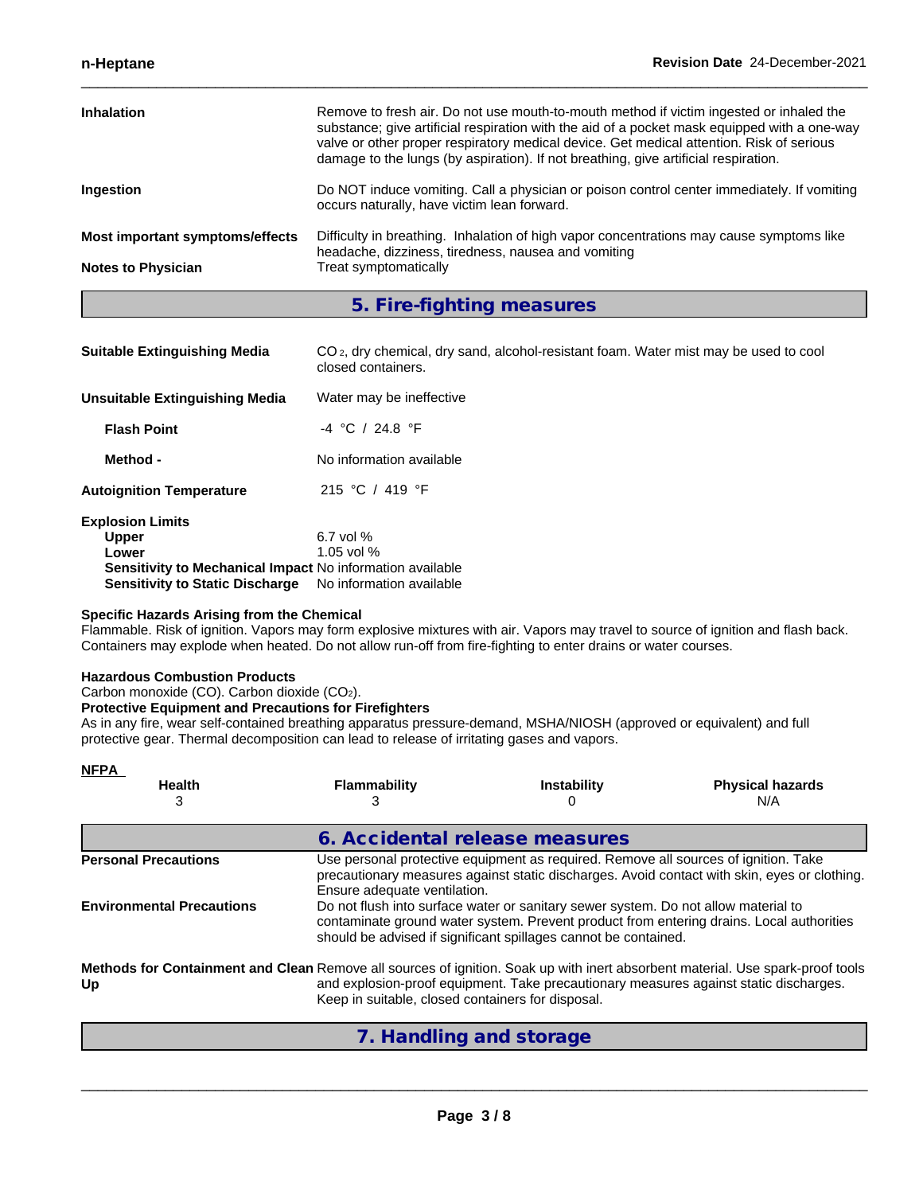**Inhalation** Remove to fresh air. Do not use mouth-to-mouth method if victim ingested or inhaled the substance; give artificial respiration with the aid of a pocket mask equipped with a one-way valve or other proper respiratory medical device. Get medical attention. Risk of serious damage to the lungs (by aspiration). If not breathing, give artificial respiration.

**Ingestion** Do NOT induce vomiting. Call a physician or poison control center immediately. If vomiting occurs naturally, have victim lean forward.

**Most important symptoms/effects** Difficulty in breathing. Inhalation of high vapor concentrations may cause symptoms like headache, dizziness, tiredness, nausea and vomiting

**Notes to Physician** Treat symptomatically

## 5. Fire-fighting measures

**Suitable Extinguishing Media** $CO_2$, dry chemical, dry sand, alcohol-resistant foam. Water mist may be used to cool closed containers.

**Unsuitable Extinguishing Media** Water may be ineffective

**Flash Point** -4 °C / 24.8 °F

**Method -** No information available

**Autoignition Temperature** 215 °C / 419 °F

**Explosion Limits**
**Upper** 6.7 vol %
**Lower** 1.05 vol %
**Sensitivity to Mechanical Impact** No information available
**Sensitivity to Static Discharge** No information available

**Specific Hazards Arising from the Chemical**
Flammable. Risk of ignition. Vapors may form explosive mixtures with air. Vapors may travel to source of ignition and flash back. Containers may explode when heated. Do not allow run-off from fire-fighting to enter drains or water courses.

**Hazardous Combustion Products**
Carbon monoxide (CO). Carbon dioxide ($CO_2$).

**Protective Equipment and Precautions for Firefighters**
As in any fire, wear self-contained breathing apparatus pressure-demand, MSHA/NIOSH (approved or equivalent) and full protective gear. Thermal decomposition can lead to release of irritating gases and vapors.

**NFPA**

| Health | Flammability | Instability | Physical hazards |
|---|---|---|---|
| 3 | 3 | 0 | N/A |

## 6. Accidental release measures

**Personal Precautions** Use personal protective equipment as required. Remove all sources of ignition. Take precautionary measures against static discharges. Avoid contact with skin, eyes or clothing. Ensure adequate ventilation.

**Environmental Precautions** Do not flush into surface water or sanitary sewer system. Do not allow material to contaminate ground water system. Prevent product from entering drains. Local authorities should be advised if significant spillages cannot be contained.

**Methods for Containment and Clean Up** Remove all sources of ignition. Soak up with inert absorbent material. Use spark-proof tools and explosion-proof equipment. Take precautionary measures against static discharges. Keep in suitable, closed containers for disposal.

## 7. Handling and storage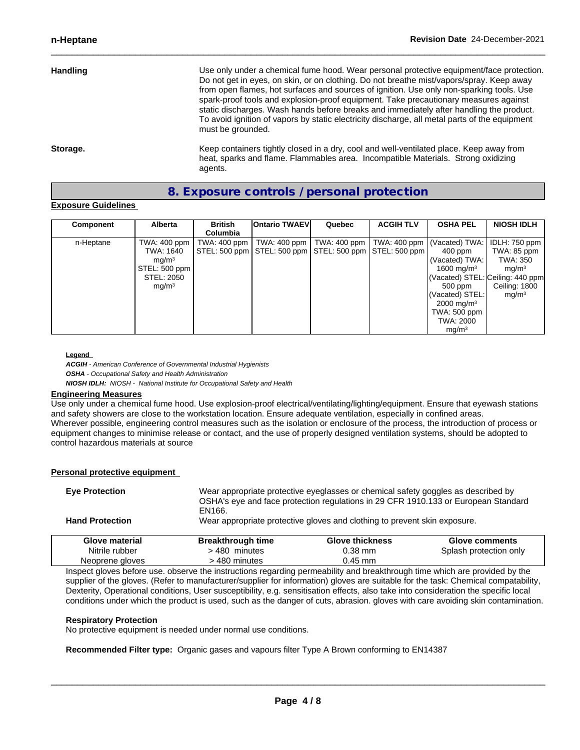**Handling**

Use only under a chemical fume hood. Wear personal protective equipment/face protection. Do not get in eyes, on skin, or on clothing. Do not breathe mist/vapors/spray. Keep away from open flames, hot surfaces and sources of ignition. Use only non-sparking tools. Use spark-proof tools and explosion-proof equipment. Take precautionary measures against static discharges. Wash hands before breaks and immediately after handling the product. To avoid ignition of vapors by static electricity discharge, all metal parts of the equipment must be grounded.

**Storage.**

Keep containers tightly closed in a dry, cool and well-ventilated place. Keep away from heat, sparks and flame. Flammables area. Incompatible Materials. Strong oxidizing agents.

## 8. Exposure controls / personal protection

**Exposure Guidelines**

| Component | Alberta | British Columbia | Ontario TWAEV | Quebec | ACGIH TLV | OSHA PEL | NIOSH IDLH |
|---|---|---|---|---|---|---|---|
| n-Heptane | TWA: 400 ppm TWA: 1640 $mg/m^3$ STEL: 500 ppm STEL: 2050 $mg/m^3$ | TWA: 400 ppm STEL: 500 ppm | TWA: 400 ppm STEL: 500 ppm | TWA: 400 ppm STEL: 500 ppm | TWA: 400 ppm STEL: 500 ppm | (Vacated) TWA: 400 ppm (Vacated) TWA: 1600 $mg/m^3$ (Vacated) STEL: 500 ppm (Vacated) STEL: 2000 $mg/m^3$ TWA: 500 ppm TWA: 2000 $mg/m^3$ | IDLH: 750 ppm TWA: 85 ppm TWA: 350 $mg/m^3$ Ceiling: 440 ppm Ceiling: 1800 $mg/m^3$ |

**Legend**

***ACGIH*** *- American Conference of Governmental Industrial Hygienists*
***OSHA*** *- Occupational Safety and Health Administration*
***NIOSH IDLH:*** *NIOSH - National Institute for Occupational Safety and Health*

**Engineering Measures**

Use only under a chemical fume hood. Use explosion-proof electrical/ventilating/lighting/equipment. Ensure that eyewash stations and safety showers are close to the workstation location. Ensure adequate ventilation, especially in confined areas. Wherever possible, engineering control measures such as the isolation or enclosure of the process, the introduction of process or equipment changes to minimise release or contact, and the use of properly designed ventilation systems, should be adopted to control hazardous materials at source

**Personal protective equipment**

**Eye Protection**

Wear appropriate protective eyeglasses or chemical safety goggles as described by OSHA's eye and face protection regulations in 29 CFR 1910.133 or European Standard EN166.

**Hand Protection**

Wear appropriate protective gloves and clothing to prevent skin exposure.

| Glove material | Breakthrough time | Glove thickness | Glove comments |
|---|---|---|---|
| Nitrile rubber | > 480 minutes | 0.38 mm | Splash protection only |
| Neoprene gloves | > 480 minutes | 0.45 mm | |

Inspect gloves before use. observe the instructions regarding permeability and breakthrough time which are provided by the supplier of the gloves. (Refer to manufacturer/supplier for information) gloves are suitable for the task: Chemical compatability, Dexterity, Operational conditions, User susceptibility, e.g. sensitisation effects, also take into consideration the specific local conditions under which the product is used, such as the danger of cuts, abrasion. gloves with care avoiding skin contamination.

**Respiratory Protection**

No protective equipment is needed under normal use conditions.

**Recommended Filter type:** Organic gases and vapours filter Type A Brown conforming to EN14387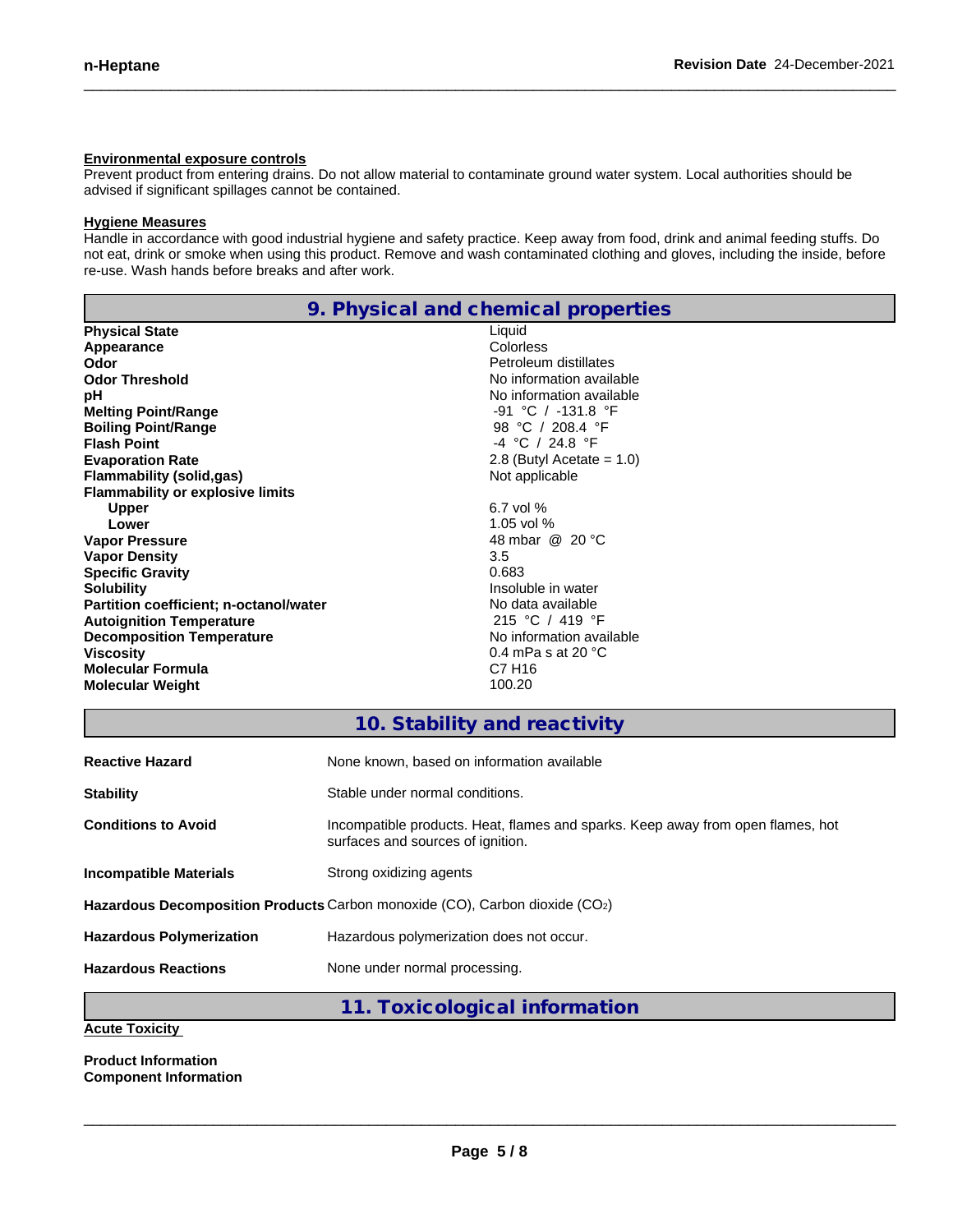**Environmental exposure controls**

Prevent product from entering drains. Do not allow material to contaminate ground water system. Local authorities should be advised if significant spillages cannot be contained.

**Hygiene Measures**

Handle in accordance with good industrial hygiene and safety practice. Keep away from food, drink and animal feeding stuffs. Do not eat, drink or smoke when using this product. Remove and wash contaminated clothing and gloves, including the inside, before re-use. Wash hands before breaks and after work.

## 9. Physical and chemical properties

| | |
|---|---|
| **Physical State** | Liquid |
| **Appearance** | Colorless |
| **Odor** | Petroleum distillates |
| **Odor Threshold** | No information available |
| **pH** | No information available |
| **Melting Point/Range** | -91 °C / -131.8 °F |
| **Boiling Point/Range** | 98 °C / 208.4 °F |
| **Flash Point** | -4 °C / 24.8 °F |
| **Evaporation Rate** | 2.8 (Butyl Acetate = 1.0) |
| **Flammability (solid,gas)** | Not applicable |
| **Flammability or explosive limits** | |
| **Upper** | 6.7 vol % |
| **Lower** | 1.05 vol % |
| **Vapor Pressure** | 48 mbar @ 20 °C |
| **Vapor Density** | 3.5 |
| **Specific Gravity** | 0.683 |
| **Solubility** | Insoluble in water |
| **Partition coefficient; n-octanol/water** | No data available |
| **Autoignition Temperature** | 215 °C / 419 °F |
| **Decomposition Temperature** | No information available |
| **Viscosity** | 0.4 mPa s at 20 °C |
| **Molecular Formula** | C7 H16 |
| **Molecular Weight** | 100.20 |

## 10. Stability and reactivity

| | |
|---|---|
| **Reactive Hazard** | None known, based on information available |
| **Stability** | Stable under normal conditions. |
| **Conditions to Avoid** | Incompatible products. Heat, flames and sparks. Keep away from open flames, hot surfaces and sources of ignition. |
| **Incompatible Materials** | Strong oxidizing agents |
| **Hazardous Decomposition Products** | Carbon monoxide (CO), Carbon dioxide ($CO_2$) |
| **Hazardous Polymerization** | Hazardous polymerization does not occur. |
| **Hazardous Reactions** | None under normal processing. |

## 11. Toxicological information

**Acute Toxicity**

**Product Information**

**Component Information**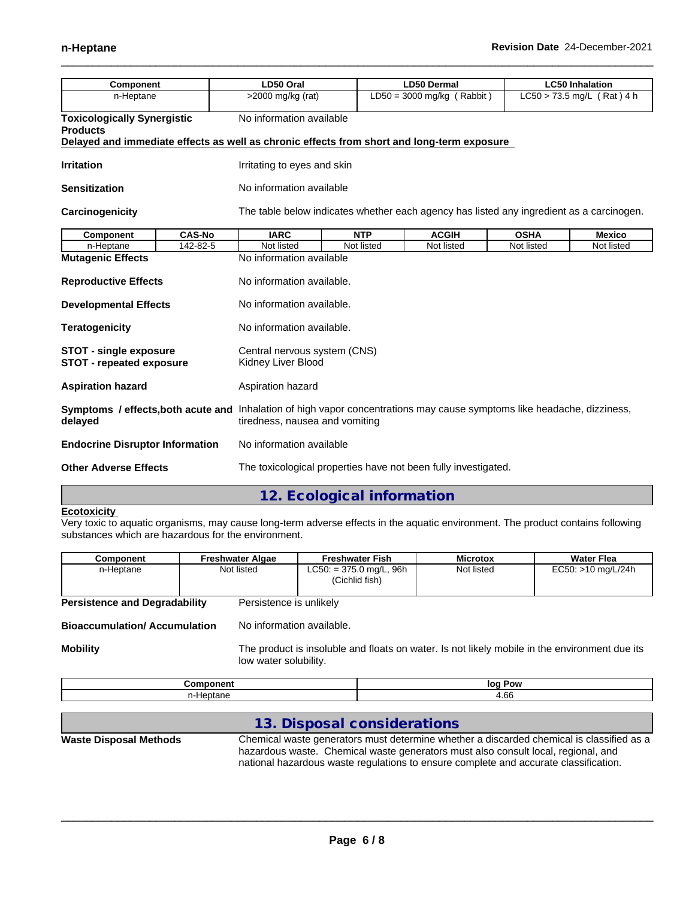| Component | LD50 Oral | LD50 Dermal | LC50 Inhalation |
|---|---|---|---|
| n-Heptane | >2000 mg/kg (rat) | LD50 = 3000 mg/kg ( Rabbit ) | LC50 > 73.5 mg/L ( Rat ) 4 h |

**Toxicologically Synergistic Products** No information available

**Delayed and immediate effects as well as chronic effects from short and long-term exposure**

**Irritation** Irritating to eyes and skin

**Sensitization** No information available

**Carcinogenicity** The table below indicates whether each agency has listed any ingredient as a carcinogen.

| Component | CAS-No | IARC | NTP | ACGIH | OSHA | Mexico |
|---|---|---|---|---|---|---|
| n-Heptane | 142-82-5 | Not listed | Not listed | Not listed | Not listed | Not listed |

**Mutagenic Effects** No information available

**Reproductive Effects** No information available.

**Developmental Effects** No information available.

**Teratogenicity** No information available.

**STOT - single exposure** Central nervous system (CNS)
**STOT - repeated exposure** Kidney Liver Blood

**Aspiration hazard** Aspiration hazard

**Symptoms / effects,both acute and delayed** Inhalation of high vapor concentrations may cause symptoms like headache, dizziness, tiredness, nausea and vomiting

**Endocrine Disruptor Information** No information available

**Other Adverse Effects** The toxicological properties have not been fully investigated.

## 12. Ecological information

**Ecotoxicity**
Very toxic to aquatic organisms, may cause long-term adverse effects in the aquatic environment. The product contains following substances which are hazardous for the environment.

| Component | Freshwater Algae | Freshwater Fish | Microtox | Water Flea |
|---|---|---|---|---|
| n-Heptane | Not listed | LC50: = 375.0 mg/L, 96h (Cichlid fish) | Not listed | EC50: >10 mg/L/24h |

**Persistence and Degradability** Persistence is unlikely

**Bioaccumulation/ Accumulation** No information available.

**Mobility** The product is insoluble and floats on water. Is not likely mobile in the environment due its low water solubility.

| Component | log Pow |
|---|---|
| n-Heptane | 4.66 |

## 13. Disposal considerations

**Waste Disposal Methods** Chemical waste generators must determine whether a discarded chemical is classified as a hazardous waste. Chemical waste generators must also consult local, regional, and national hazardous waste regulations to ensure complete and accurate classification.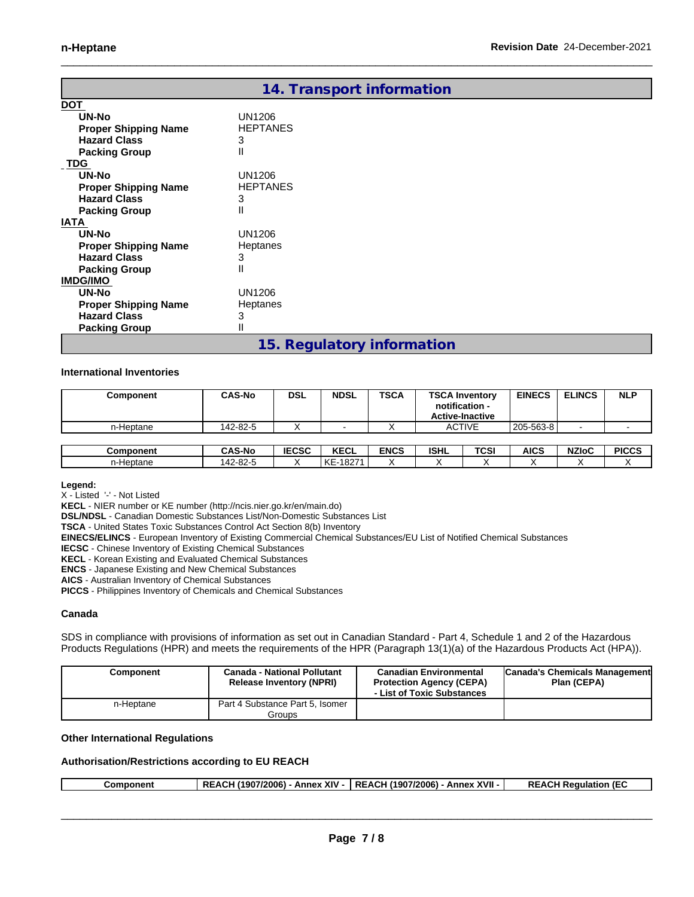## 14. Transport information

**DOT**

| | |
|---|---|
| **UN-No** | UN1206 |
| **Proper Shipping Name** | HEPTANES |
| **Hazard Class** | 3 |
| **Packing Group** | II |

**TDG**

| | |
|---|---|
| **UN-No** | UN1206 |
| **Proper Shipping Name** | HEPTANES |
| **Hazard Class** | 3 |
| **Packing Group** | II |

**IATA**

| | |
|---|---|
| **UN-No** | UN1206 |
| **Proper Shipping Name** | Heptanes |
| **Hazard Class** | 3 |
| **Packing Group** | II |

**IMDG/IMO**

| | |
|---|---|
| **UN-No** | UN1206 |
| **Proper Shipping Name** | Heptanes |
| **Hazard Class** | 3 |
| **Packing Group** | II |

## 15. Regulatory information

**International Inventories**

| Component | CAS-No | DSL | NDSL | TSCA | TSCA Inventory notification - Active-Inactive | EINECS | ELINCS | NLP |
|---|---|---|---|---|---|---|---|---|
| n-Heptane | 142-82-5 | X | - | X | ACTIVE | 205-563-8 | - | - |

| Component | CAS-No | IECSC | KECL | ENCS | ISHL | TCSI | AICS | NZIoC | PICCS |
|---|---|---|---|---|---|---|---|---|---|
| n-Heptane | 142-82-5 | X | KE-18271 | X | X | X | X | X | X |

**Legend:**
X - Listed '-' - Not Listed
**KECL** - NIER number or KE number (http://ncis.nier.go.kr/en/main.do)
**DSL/NDSL** - Canadian Domestic Substances List/Non-Domestic Substances List
**TSCA** - United States Toxic Substances Control Act Section 8(b) Inventory
**EINECS/ELINCS** - European Inventory of Existing Commercial Chemical Substances/EU List of Notified Chemical Substances
**IECSC** - Chinese Inventory of Existing Chemical Substances
**KECL** - Korean Existing and Evaluated Chemical Substances
**ENCS** - Japanese Existing and New Chemical Substances
**AICS** - Australian Inventory of Chemical Substances
**PICCS** - Philippines Inventory of Chemicals and Chemical Substances

**Canada**

SDS in compliance with provisions of information as set out in Canadian Standard - Part 4, Schedule 1 and 2 of the Hazardous Products Regulations (HPR) and meets the requirements of the HPR (Paragraph 13(1)(a) of the Hazardous Products Act (HPA)).

| Component | Canada - National Pollutant Release Inventory (NPRI) | Canadian Environmental Protection Agency (CEPA) - List of Toxic Substances | Canada's Chemicals Management Plan (CEPA) |
|---|---|---|---|
| n-Heptane | Part 4 Substance Part 5, Isomer Groups | | |

**Other International Regulations**

**Authorisation/Restrictions according to EU REACH**

| Component | REACH (1907/2006) - Annex XIV - | REACH (1907/2006) - Annex XVII - | REACH Regulation (EC |
|---|---|---|---|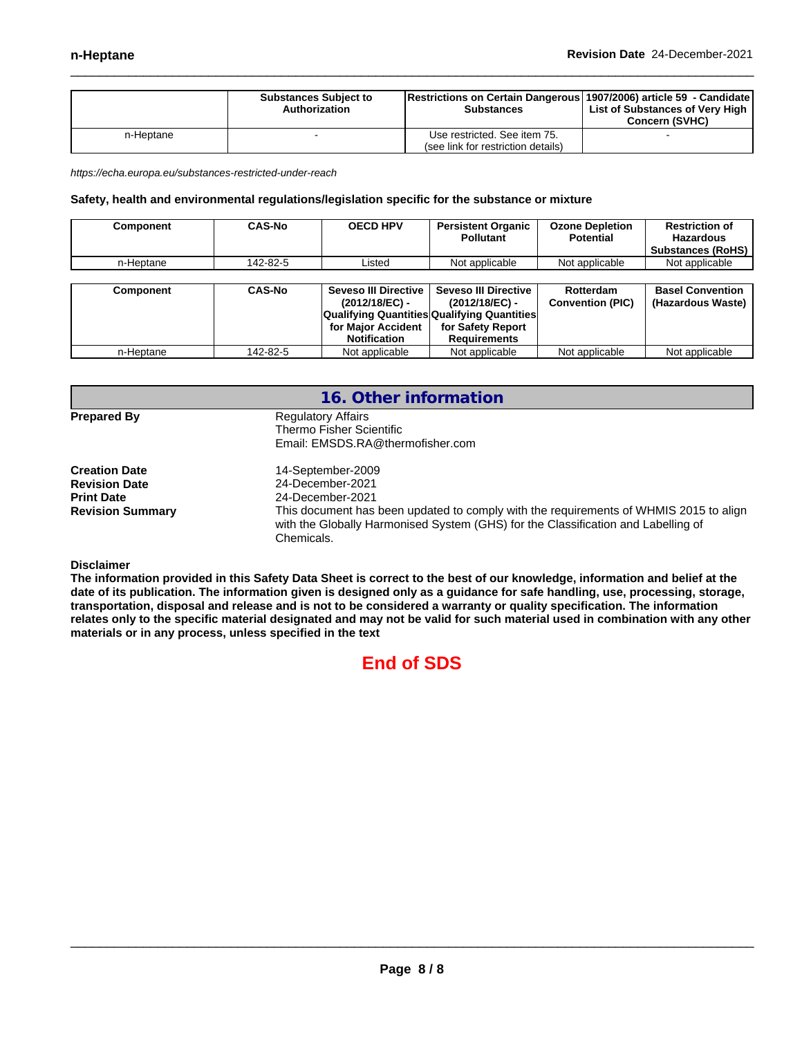| | Substances Subject to Authorization | Restrictions on Certain Dangerous Substances | 1907/2006) article 59 - Candidate List of Substances of Very High Concern (SVHC) |
|---|---|---|---|
| n-Heptane | - | Use restricted. See item 75. (see link for restriction details) | - |

*https://echa.europa.eu/substances-restricted-under-reach*

**Safety, health and environmental regulations/legislation specific for the substance or mixture**

| Component | CAS-No | OECD HPV | Persistent Organic Pollutant | Ozone Depletion Potential | Restriction of Hazardous Substances (RoHS) |
|---|---|---|---|---|---|
| n-Heptane | 142-82-5 | Listed | Not applicable | Not applicable | Not applicable |

| Component | CAS-No | Seveso III Directive (2012/18/EC) - Qualifying Quantities for Major Accident Notification | Seveso III Directive (2012/18/EC) - Qualifying Quantities for Safety Report Requirements | Rotterdam Convention (PIC) | Basel Convention (Hazardous Waste) |
|---|---|---|---|---|---|
| n-Heptane | 142-82-5 | Not applicable | Not applicable | Not applicable | Not applicable |

## 16. Other information

**Prepared By**
Regulatory Affairs
Thermo Fisher Scientific
Email: EMSDS.RA@thermofisher.com

**Creation Date** 14-September-2009
**Revision Date** 24-December-2021
**Print Date** 24-December-2021
**Revision Summary** This document has been updated to comply with the requirements of WHMIS 2015 to align with the Globally Harmonised System (GHS) for the Classification and Labelling of Chemicals.

**Disclaimer**
**The information provided in this Safety Data Sheet is correct to the best of our knowledge, information and belief at the date of its publication. The information given is designed only as a guidance for safe handling, use, processing, storage, transportation, disposal and release and is not to be considered a warranty or quality specification. The information relates only to the specific material designated and may not be valid for such material used in combination with any other materials or in any process, unless specified in the text**

**End of SDS**